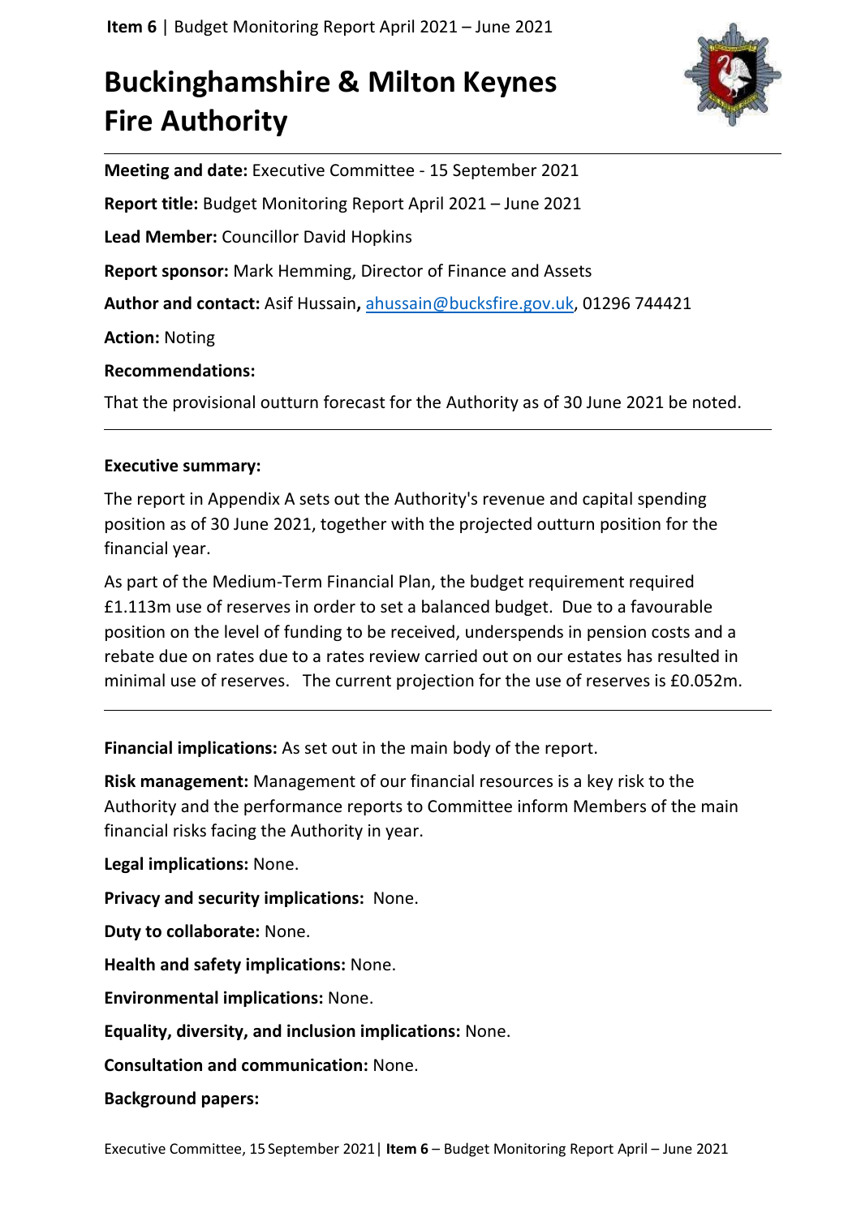# Buckinghamshire & Milton Keynes Fire Authority

**Meeting and date:** Executive Committee - 15 September 2021

**Report title:** Budget Monitoring Report April 2021 – June 2021

**Lead Member:** Councillor David Hopkins

**Report sponsor:** Mark Hemming, Director of Finance and Assets

**Author and contact:** Asif Hussain**,** ahussain@bucksfire.gov.uk, 01296 744421

**Action:** Noting

**Recommendations:**

That the provisional outturn forecast for the Authority as of 30 June 2021 be noted.

---

**Executive summary:**

The report in Appendix A sets out the Authority's revenue and capital spending position as of 30 June 2021, together with the projected outturn position for the financial year.

As part of the Medium-Term Financial Plan, the budget requirement required £1.113m use of reserves in order to set a balanced budget. Due to a favourable position on the level of funding to be received, underspends in pension costs and a rebate due on rates due to a rates review carried out on our estates has resulted in minimal use of reserves. The current projection for the use of reserves is £0.052m.

---

**Financial implications:** As set out in the main body of the report.

**Risk management:** Management of our financial resources is a key risk to the Authority and the performance reports to Committee inform Members of the main financial risks facing the Authority in year.

**Legal implications:** None.

**Privacy and security implications:** None.

**Duty to collaborate:** None.

**Health and safety implications:** None.

**Environmental implications:** None.

**Equality, diversity, and inclusion implications:** None.

**Consultation and communication:** None.

**Background papers:**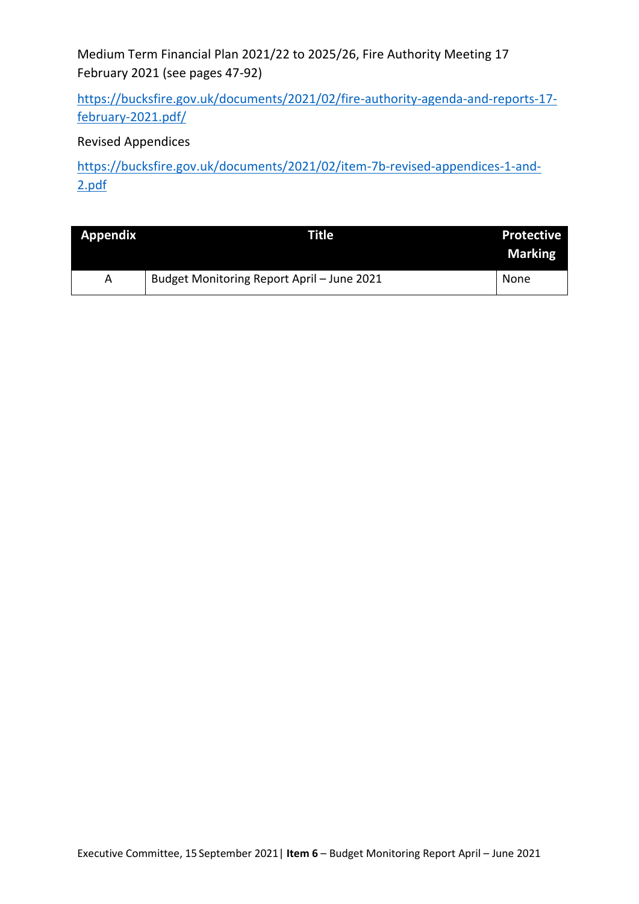Medium Term Financial Plan 2021/22 to 2025/26, Fire Authority Meeting 17 February 2021 (see pages 47-92)

https://bucksfire.gov.uk/documents/2021/02/fire-authority-agenda-and-reports-17-february-2021.pdf/

Revised Appendices

https://bucksfire.gov.uk/documents/2021/02/item-7b-revised-appendices-1-and-2.pdf

| Appendix | Title | Protective Marking |
|---|---|---|
| A | Budget Monitoring Report April – June 2021 | None |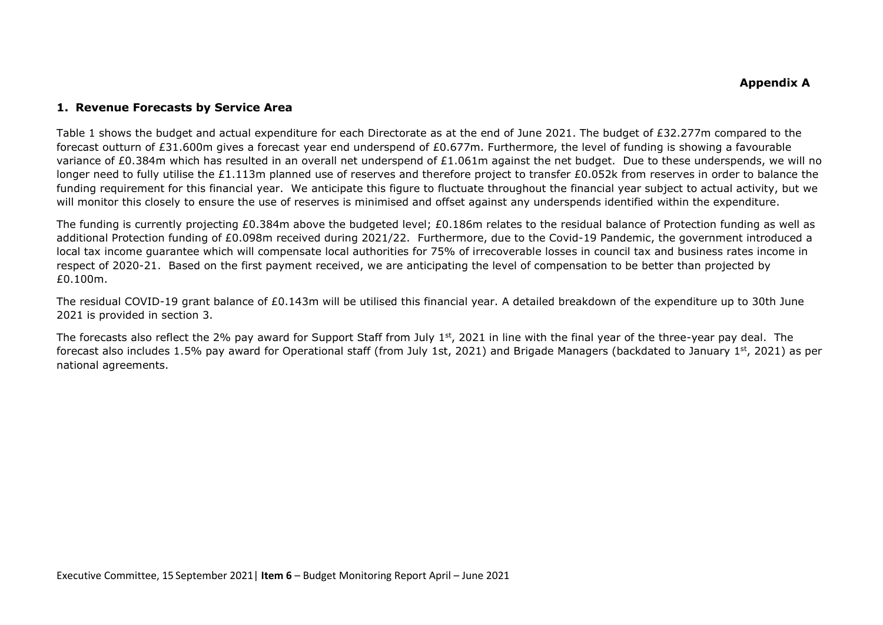**Appendix A**

## 1. Revenue Forecasts by Service Area

Table 1 shows the budget and actual expenditure for each Directorate as at the end of June 2021. The budget of £32.277m compared to the forecast outturn of £31.600m gives a forecast year end underspend of £0.677m. Furthermore, the level of funding is showing a favourable variance of £0.384m which has resulted in an overall net underspend of £1.061m against the net budget. Due to these underspends, we will no longer need to fully utilise the £1.113m planned use of reserves and therefore project to transfer £0.052k from reserves in order to balance the funding requirement for this financial year. We anticipate this figure to fluctuate throughout the financial year subject to actual activity, but we will monitor this closely to ensure the use of reserves is minimised and offset against any underspends identified within the expenditure.

The funding is currently projecting £0.384m above the budgeted level; £0.186m relates to the residual balance of Protection funding as well as additional Protection funding of £0.098m received during 2021/22. Furthermore, due to the Covid-19 Pandemic, the government introduced a local tax income guarantee which will compensate local authorities for 75% of irrecoverable losses in council tax and business rates income in respect of 2020-21. Based on the first payment received, we are anticipating the level of compensation to be better than projected by £0.100m.

The residual COVID-19 grant balance of £0.143m will be utilised this financial year. A detailed breakdown of the expenditure up to 30th June 2021 is provided in section 3.

The forecasts also reflect the 2% pay award for Support Staff from July 1st, 2021 in line with the final year of the three-year pay deal. The forecast also includes 1.5% pay award for Operational staff (from July 1st, 2021) and Brigade Managers (backdated to January 1st, 2021) as per national agreements.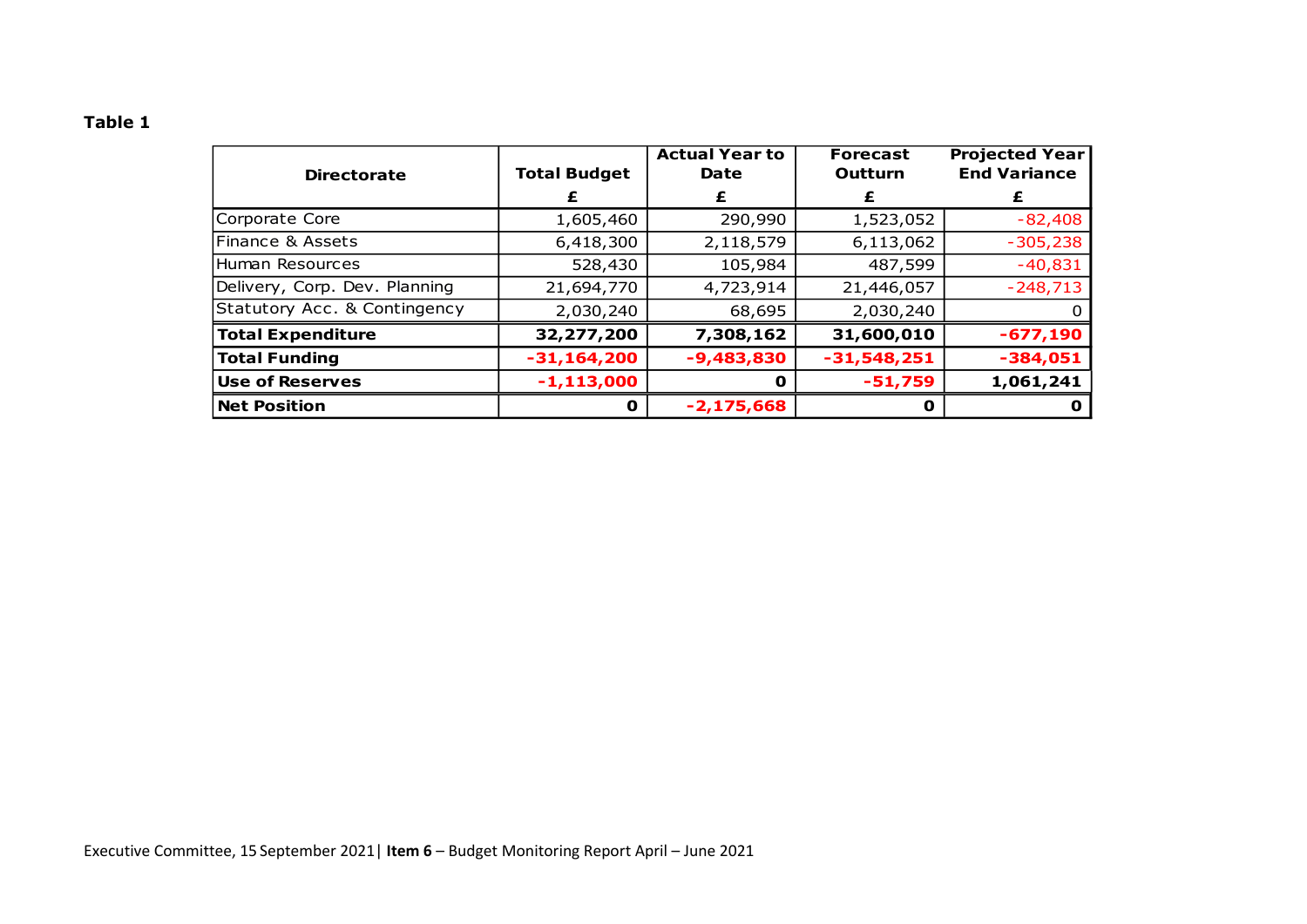**Table 1**

| Directorate | Total Budget | Actual Year to Date | Forecast Outturn | Projected Year End Variance |
|---|---|---|---|---|
| | £ | £ | £ | £ |
| Corporate Core | 1,605,460 | 290,990 | 1,523,052 | -82,408 |
| Finance & Assets | 6,418,300 | 2,118,579 | 6,113,062 | -305,238 |
| Human Resources | 528,430 | 105,984 | 487,599 | -40,831 |
| Delivery, Corp. Dev. Planning | 21,694,770 | 4,723,914 | 21,446,057 | -248,713 |
| Statutory Acc. & Contingency | 2,030,240 | 68,695 | 2,030,240 | 0 |
| **Total Expenditure** | **32,277,200** | **7,308,162** | **31,600,010** | **-677,190** |
| **Total Funding** | **-31,164,200** | **-9,483,830** | **-31,548,251** | **-384,051** |
| **Use of Reserves** | **-1,113,000** | **0** | **-51,759** | **1,061,241** |
| **Net Position** | **0** | **-2,175,668** | **0** | **0** |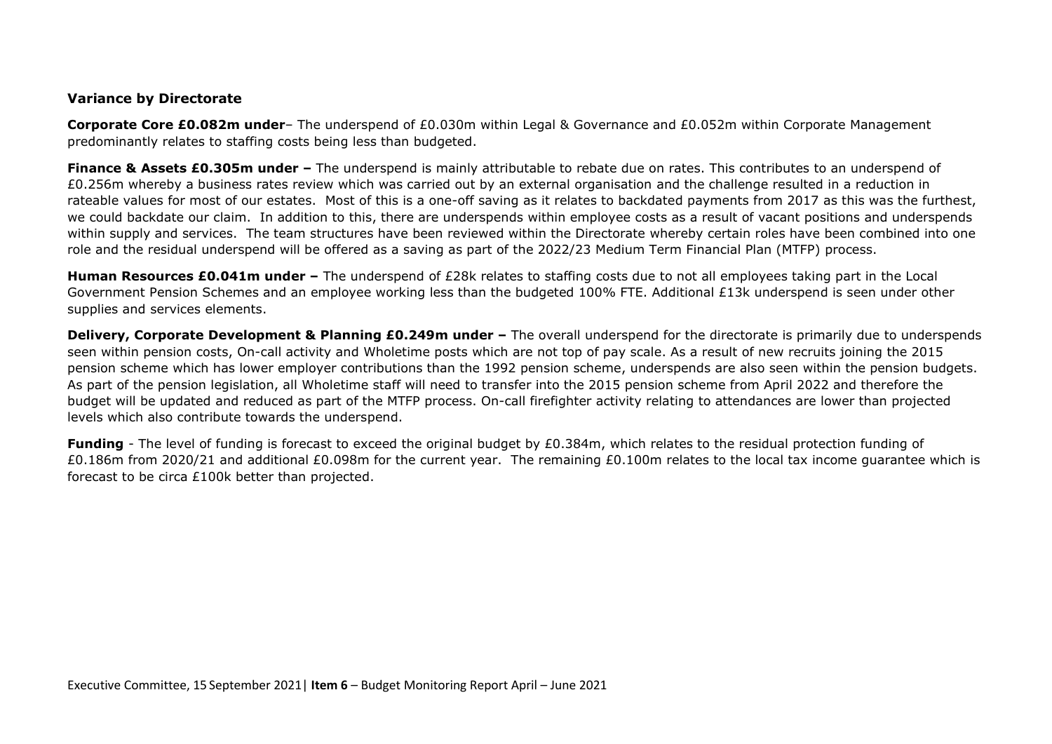### Variance by Directorate

**Corporate Core £0.082m under**– The underspend of £0.030m within Legal & Governance and £0.052m within Corporate Management predominantly relates to staffing costs being less than budgeted.

**Finance & Assets £0.305m under –** The underspend is mainly attributable to rebate due on rates. This contributes to an underspend of £0.256m whereby a business rates review which was carried out by an external organisation and the challenge resulted in a reduction in rateable values for most of our estates. Most of this is a one-off saving as it relates to backdated payments from 2017 as this was the furthest, we could backdate our claim. In addition to this, there are underspends within employee costs as a result of vacant positions and underspends within supply and services. The team structures have been reviewed within the Directorate whereby certain roles have been combined into one role and the residual underspend will be offered as a saving as part of the 2022/23 Medium Term Financial Plan (MTFP) process.

**Human Resources £0.041m under –** The underspend of £28k relates to staffing costs due to not all employees taking part in the Local Government Pension Schemes and an employee working less than the budgeted 100% FTE. Additional £13k underspend is seen under other supplies and services elements.

**Delivery, Corporate Development & Planning £0.249m under –** The overall underspend for the directorate is primarily due to underspends seen within pension costs, On-call activity and Wholetime posts which are not top of pay scale. As a result of new recruits joining the 2015 pension scheme which has lower employer contributions than the 1992 pension scheme, underspends are also seen within the pension budgets. As part of the pension legislation, all Wholetime staff will need to transfer into the 2015 pension scheme from April 2022 and therefore the budget will be updated and reduced as part of the MTFP process. On-call firefighter activity relating to attendances are lower than projected levels which also contribute towards the underspend.

**Funding** - The level of funding is forecast to exceed the original budget by £0.384m, which relates to the residual protection funding of £0.186m from 2020/21 and additional £0.098m for the current year. The remaining £0.100m relates to the local tax income guarantee which is forecast to be circa £100k better than projected.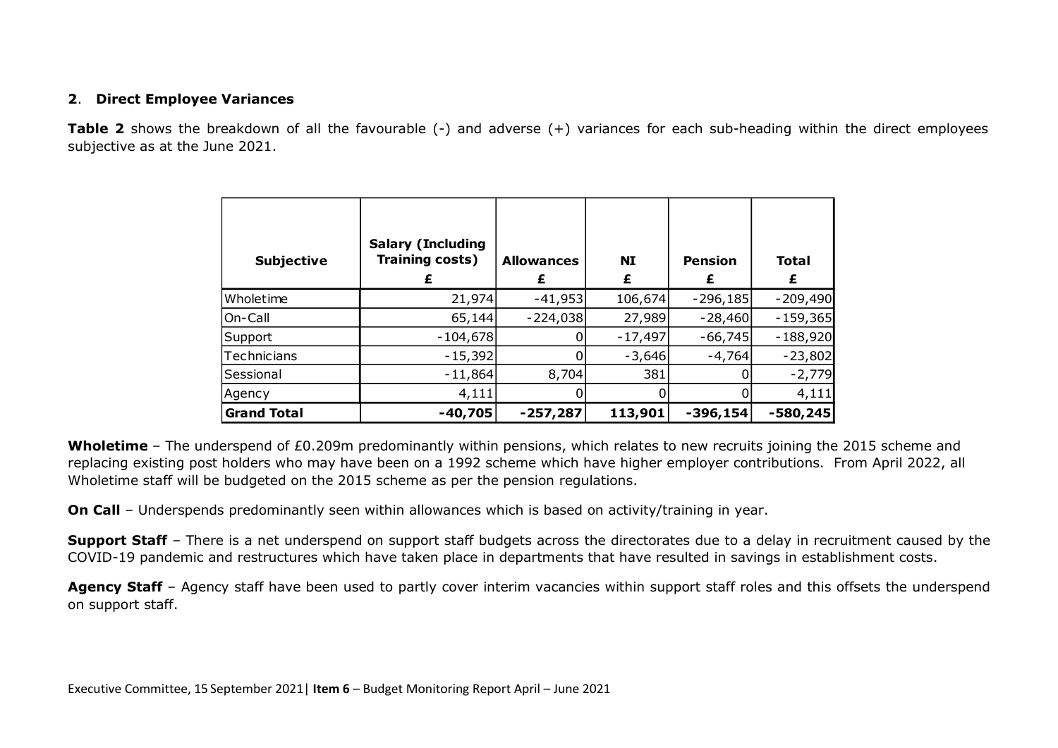## 2. Direct Employee Variances

**Table 2** shows the breakdown of all the favourable (-) and adverse (+) variances for each sub-heading within the direct employees subjective as at the June 2021.

| Subjective | Salary (Including Training costs) £ | Allowances £ | NI £ | Pension £ | Total £ |
|---|---|---|---|---|---|
| Wholetime | 21,974 | -41,953 | 106,674 | -296,185 | -209,490 |
| On-Call | 65,144 | -224,038 | 27,989 | -28,460 | -159,365 |
| Support | -104,678 | 0 | -17,497 | -66,745 | -188,920 |
| Technicians | -15,392 | 0 | -3,646 | -4,764 | -23,802 |
| Sessional | -11,864 | 8,704 | 381 | 0 | -2,779 |
| Agency | 4,111 | 0 | 0 | 0 | 4,111 |
| **Grand Total** | **-40,705** | **-257,287** | **113,901** | **-396,154** | **-580,245** |

**Wholetime** – The underspend of £0.209m predominantly within pensions, which relates to new recruits joining the 2015 scheme and replacing existing post holders who may have been on a 1992 scheme which have higher employer contributions. From April 2022, all Wholetime staff will be budgeted on the 2015 scheme as per the pension regulations.

**On Call** – Underspends predominantly seen within allowances which is based on activity/training in year.

**Support Staff** – There is a net underspend on support staff budgets across the directorates due to a delay in recruitment caused by the COVID-19 pandemic and restructures which have taken place in departments that have resulted in savings in establishment costs.

**Agency Staff** – Agency staff have been used to partly cover interim vacancies within support staff roles and this offsets the underspend on support staff.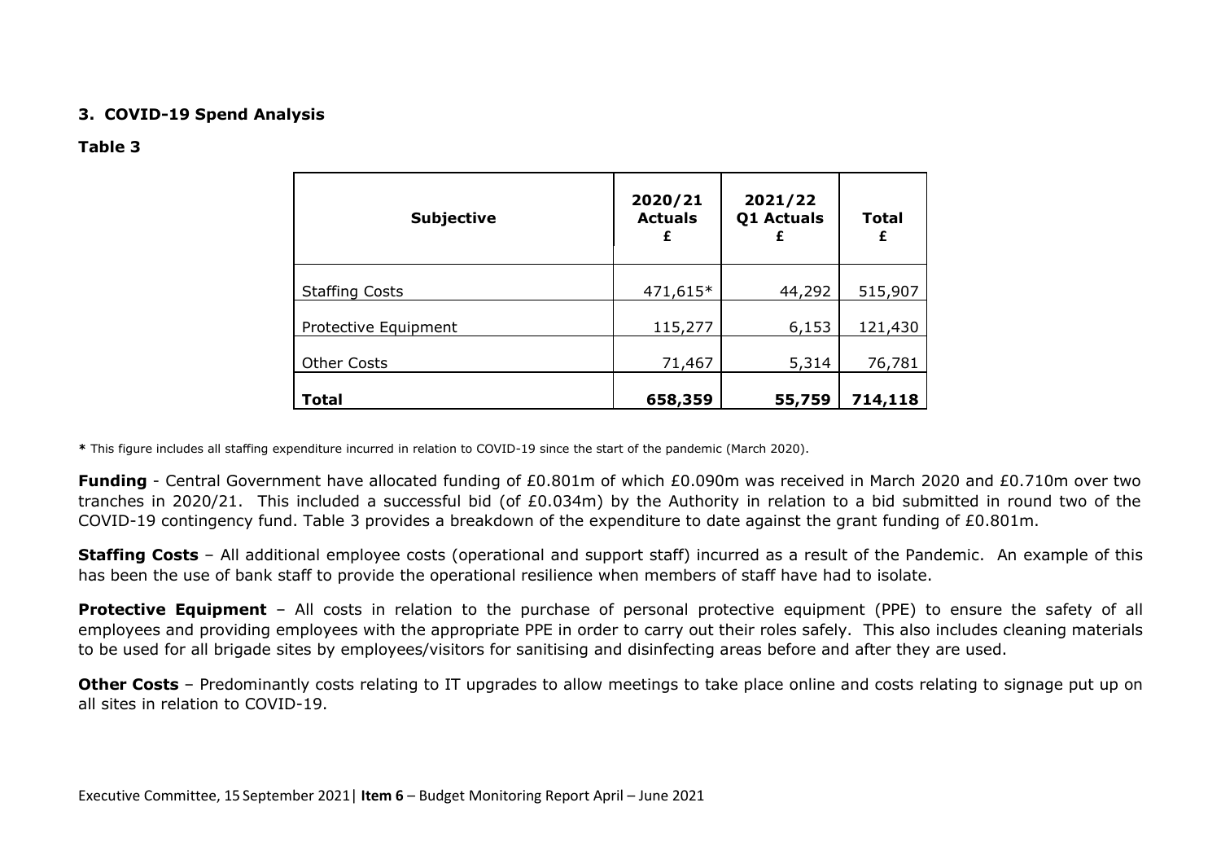### 3. COVID-19 Spend Analysis

**Table 3**

| Subjective | 2020/21 Actuals £ | 2021/22 Q1 Actuals £ | Total £ |
|---|---|---|---|
| Staffing Costs | 471,615* | 44,292 | 515,907 |
| Protective Equipment | 115,277 | 6,153 | 121,430 |
| Other Costs | 71,467 | 5,314 | 76,781 |
| **Total** | **658,359** | **55,759** | **714,118** |

**\*** This figure includes all staffing expenditure incurred in relation to COVID-19 since the start of the pandemic (March 2020).

**Funding** - Central Government have allocated funding of £0.801m of which £0.090m was received in March 2020 and £0.710m over two tranches in 2020/21. This included a successful bid (of £0.034m) by the Authority in relation to a bid submitted in round two of the COVID-19 contingency fund. Table 3 provides a breakdown of the expenditure to date against the grant funding of £0.801m.

**Staffing Costs** – All additional employee costs (operational and support staff) incurred as a result of the Pandemic. An example of this has been the use of bank staff to provide the operational resilience when members of staff have had to isolate.

**Protective Equipment** – All costs in relation to the purchase of personal protective equipment (PPE) to ensure the safety of all employees and providing employees with the appropriate PPE in order to carry out their roles safely. This also includes cleaning materials to be used for all brigade sites by employees/visitors for sanitising and disinfecting areas before and after they are used.

**Other Costs** – Predominantly costs relating to IT upgrades to allow meetings to take place online and costs relating to signage put up on all sites in relation to COVID-19.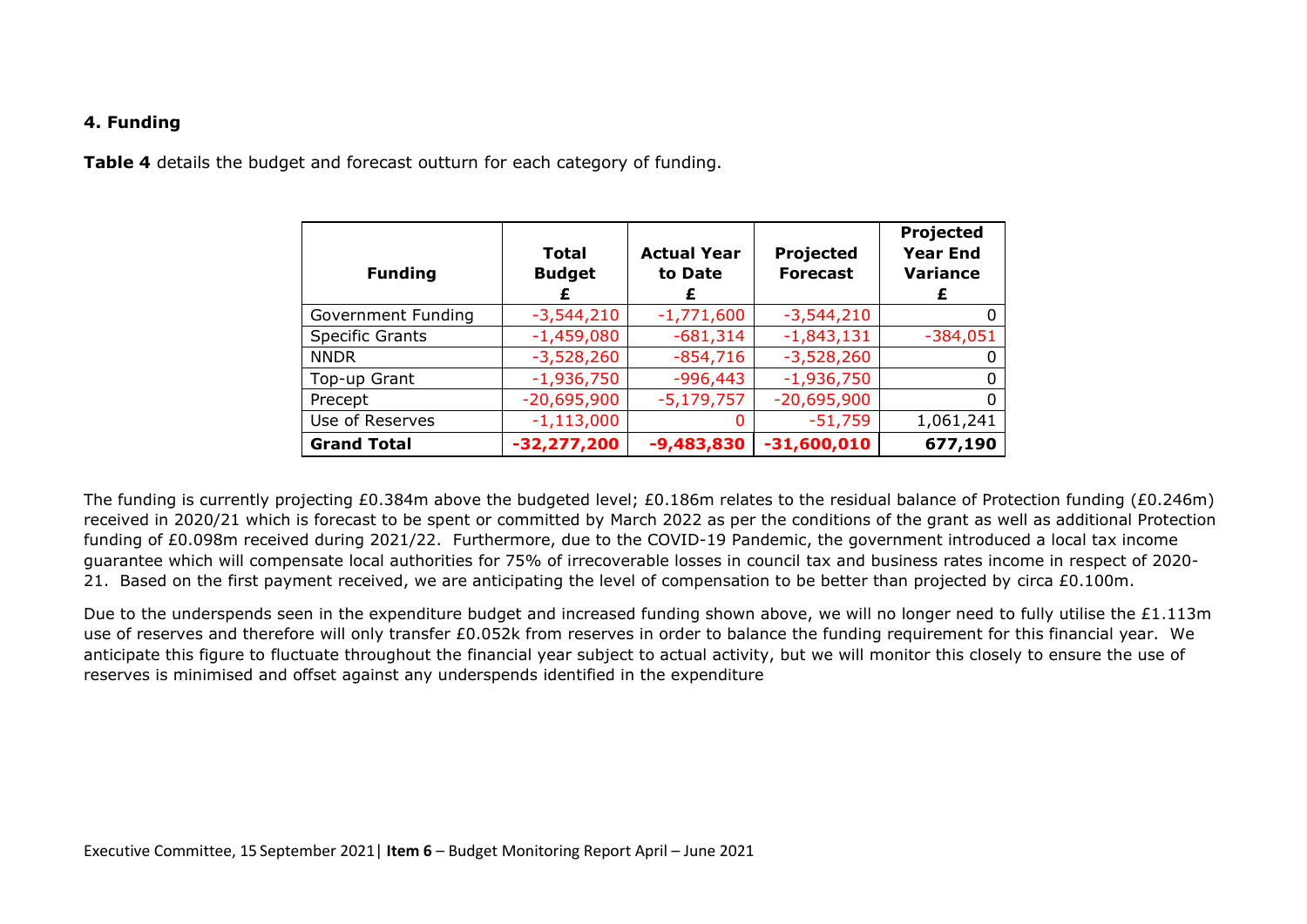## 4. Funding

**Table 4** details the budget and forecast outturn for each category of funding.

| Funding | Total Budget £ | Actual Year to Date £ | Projected Forecast | Projected Year End Variance £ |
|---|---|---|---|---|
| Government Funding | -3,544,210 | -1,771,600 | -3,544,210 | 0 |
| Specific Grants | -1,459,080 | -681,314 | -1,843,131 | -384,051 |
| NNDR | -3,528,260 | -854,716 | -3,528,260 | 0 |
| Top-up Grant | -1,936,750 | -996,443 | -1,936,750 | 0 |
| Precept | -20,695,900 | -5,179,757 | -20,695,900 | 0 |
| Use of Reserves | -1,113,000 | 0 | -51,759 | 1,061,241 |
| **Grand Total** | **-32,277,200** | **-9,483,830** | **-31,600,010** | **677,190** |

The funding is currently projecting £0.384m above the budgeted level; £0.186m relates to the residual balance of Protection funding (£0.246m) received in 2020/21 which is forecast to be spent or committed by March 2022 as per the conditions of the grant as well as additional Protection funding of £0.098m received during 2021/22. Furthermore, due to the COVID-19 Pandemic, the government introduced a local tax income guarantee which will compensate local authorities for 75% of irrecoverable losses in council tax and business rates income in respect of 2020-21. Based on the first payment received, we are anticipating the level of compensation to be better than projected by circa £0.100m.

Due to the underspends seen in the expenditure budget and increased funding shown above, we will no longer need to fully utilise the £1.113m use of reserves and therefore will only transfer £0.052k from reserves in order to balance the funding requirement for this financial year. We anticipate this figure to fluctuate throughout the financial year subject to actual activity, but we will monitor this closely to ensure the use of reserves is minimised and offset against any underspends identified in the expenditure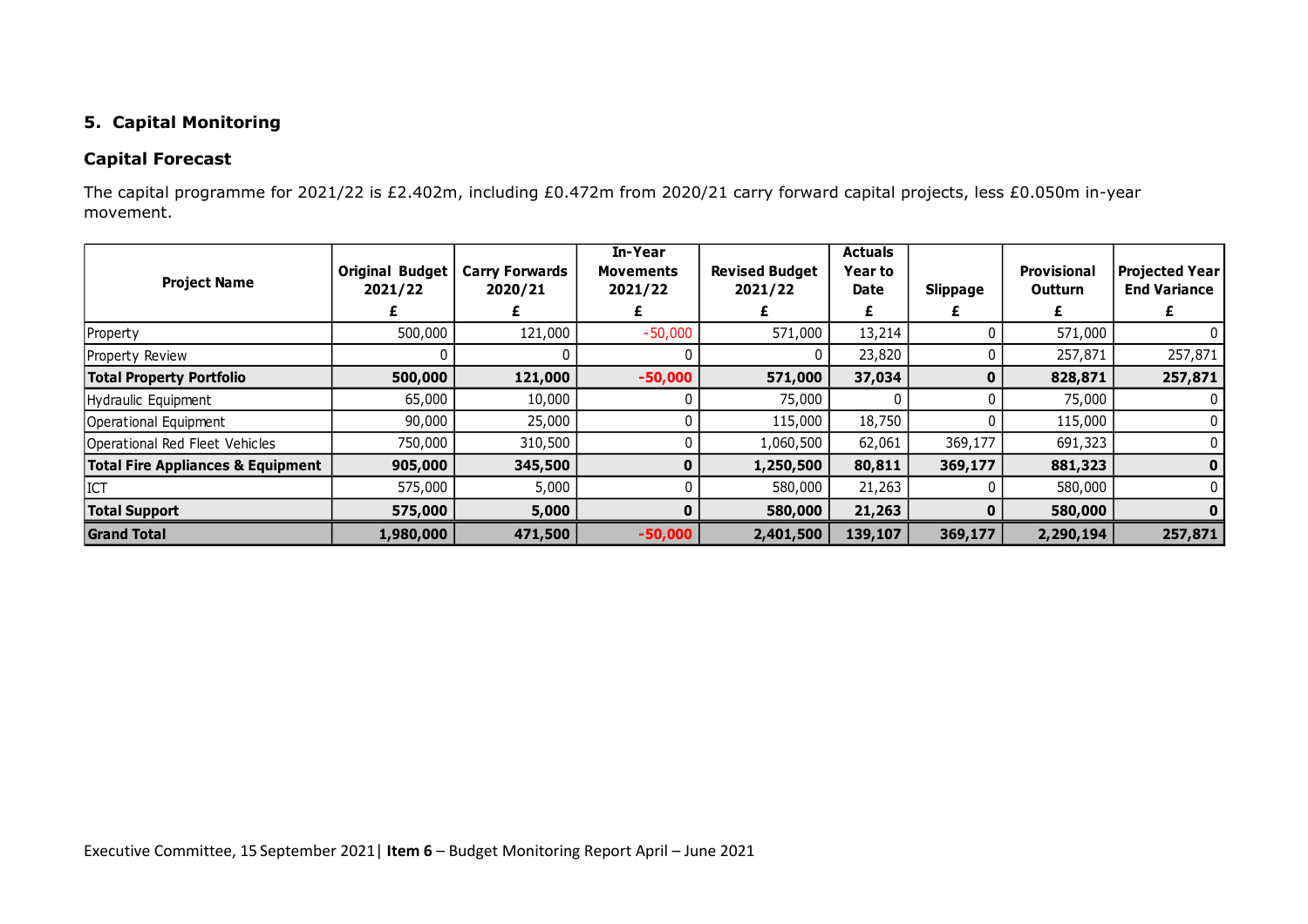## 5. Capital Monitoring

### Capital Forecast

The capital programme for 2021/22 is £2.402m, including £0.472m from 2020/21 carry forward capital projects, less £0.050m in-year movement.

| Project Name | Original Budget 2021/22 | Carry Forwards 2020/21 | In-Year Movements 2021/22 | Revised Budget 2021/22 | Actuals Year to Date | Slippage | Provisional Outturn | Projected Year End Variance |
|---|---|---|---|---|---|---|---|---|
| | £ | £ | £ | £ | £ | £ | £ | £ |
| Property | 500,000 | 121,000 | -50,000 | 571,000 | 13,214 | 0 | 571,000 | 0 |
| Property Review | 0 | 0 | 0 | 0 | 23,820 | 0 | 257,871 | 257,871 |
| **Total Property Portfolio** | **500,000** | **121,000** | **-50,000** | **571,000** | **37,034** | **0** | **828,871** | **257,871** |
| Hydraulic Equipment | 65,000 | 10,000 | 0 | 75,000 | 0 | 0 | 75,000 | 0 |
| Operational Equipment | 90,000 | 25,000 | 0 | 115,000 | 18,750 | 0 | 115,000 | 0 |
| Operational Red Fleet Vehicles | 750,000 | 310,500 | 0 | 1,060,500 | 62,061 | 369,177 | 691,323 | 0 |
| **Total Fire Appliances & Equipment** | **905,000** | **345,500** | **0** | **1,250,500** | **80,811** | **369,177** | **881,323** | **0** |
| ICT | 575,000 | 5,000 | 0 | 580,000 | 21,263 | 0 | 580,000 | 0 |
| **Total Support** | **575,000** | **5,000** | **0** | **580,000** | **21,263** | **0** | **580,000** | **0** |
| **Grand Total** | **1,980,000** | **471,500** | **-50,000** | **2,401,500** | **139,107** | **369,177** | **2,290,194** | **257,871** |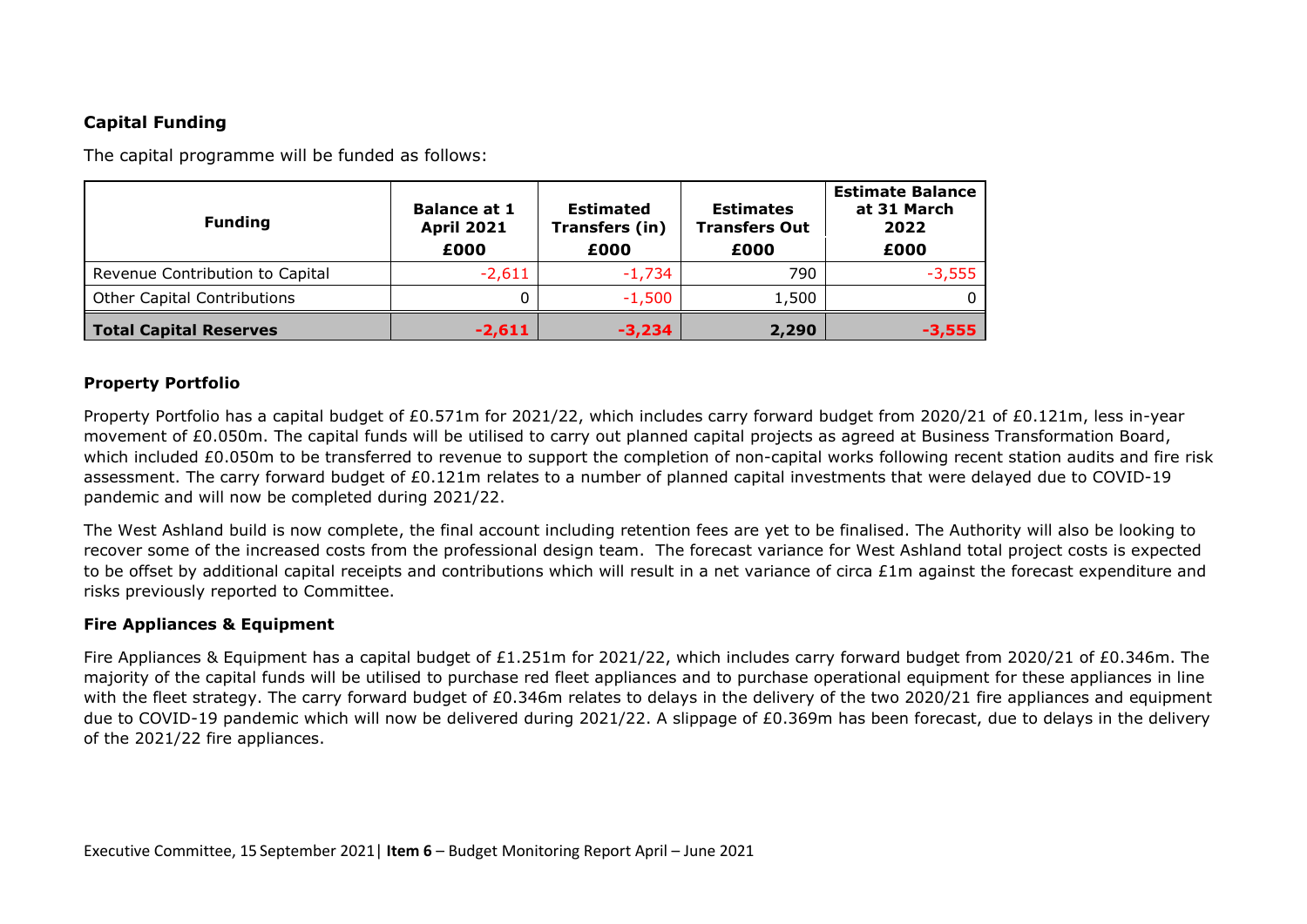### Capital Funding

The capital programme will be funded as follows:

| Funding | Balance at 1 April 2021 £000 | Estimated Transfers (in) £000 | Estimates Transfers Out £000 | Estimate Balance at 31 March 2022 £000 |
|---|---|---|---|---|
| Revenue Contribution to Capital | -2,611 | -1,734 | 790 | -3,555 |
| Other Capital Contributions | 0 | -1,500 | 1,500 | 0 |
| **Total Capital Reserves** | **-2,611** | **-3,234** | **2,290** | **-3,555** |

### Property Portfolio

Property Portfolio has a capital budget of £0.571m for 2021/22, which includes carry forward budget from 2020/21 of £0.121m, less in-year movement of £0.050m. The capital funds will be utilised to carry out planned capital projects as agreed at Business Transformation Board, which included £0.050m to be transferred to revenue to support the completion of non-capital works following recent station audits and fire risk assessment. The carry forward budget of £0.121m relates to a number of planned capital investments that were delayed due to COVID-19 pandemic and will now be completed during 2021/22.

The West Ashland build is now complete, the final account including retention fees are yet to be finalised. The Authority will also be looking to recover some of the increased costs from the professional design team. The forecast variance for West Ashland total project costs is expected to be offset by additional capital receipts and contributions which will result in a net variance of circa £1m against the forecast expenditure and risks previously reported to Committee.

### Fire Appliances & Equipment

Fire Appliances & Equipment has a capital budget of £1.251m for 2021/22, which includes carry forward budget from 2020/21 of £0.346m. The majority of the capital funds will be utilised to purchase red fleet appliances and to purchase operational equipment for these appliances in line with the fleet strategy. The carry forward budget of £0.346m relates to delays in the delivery of the two 2020/21 fire appliances and equipment due to COVID-19 pandemic which will now be delivered during 2021/22. A slippage of £0.369m has been forecast, due to delays in the delivery of the 2021/22 fire appliances.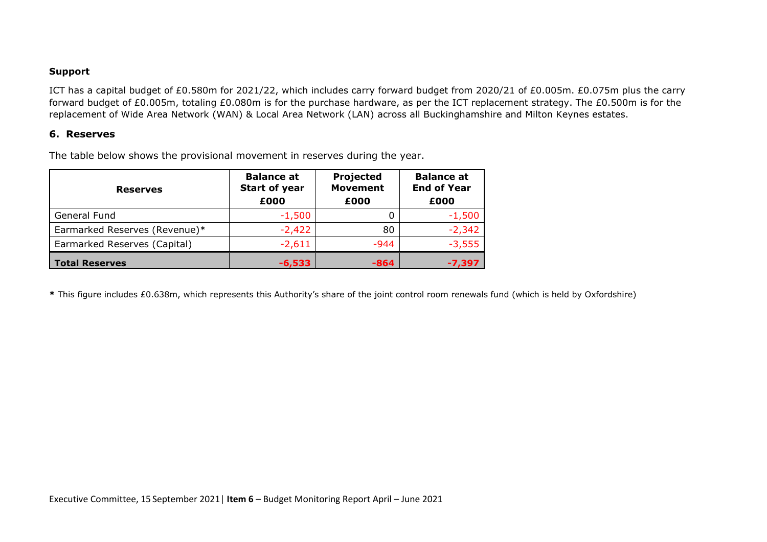**Support**

ICT has a capital budget of £0.580m for 2021/22, which includes carry forward budget from 2020/21 of £0.005m. £0.075m plus the carry forward budget of £0.005m, totaling £0.080m is for the purchase hardware, as per the ICT replacement strategy. The £0.500m is for the replacement of Wide Area Network (WAN) & Local Area Network (LAN) across all Buckinghamshire and Milton Keynes estates.

## 6. Reserves

The table below shows the provisional movement in reserves during the year.

| Reserves | Balance at Start of year £000 | Projected Movement £000 | Balance at End of Year £000 |
|---|---|---|---|
| General Fund | -1,500 | 0 | -1,500 |
| Earmarked Reserves (Revenue)* | -2,422 | 80 | -2,342 |
| Earmarked Reserves (Capital) | -2,611 | -944 | -3,555 |
| **Total Reserves** | **-6,533** | **-864** | **-7,397** |

**\*** This figure includes £0.638m, which represents this Authority's share of the joint control room renewals fund (which is held by Oxfordshire)